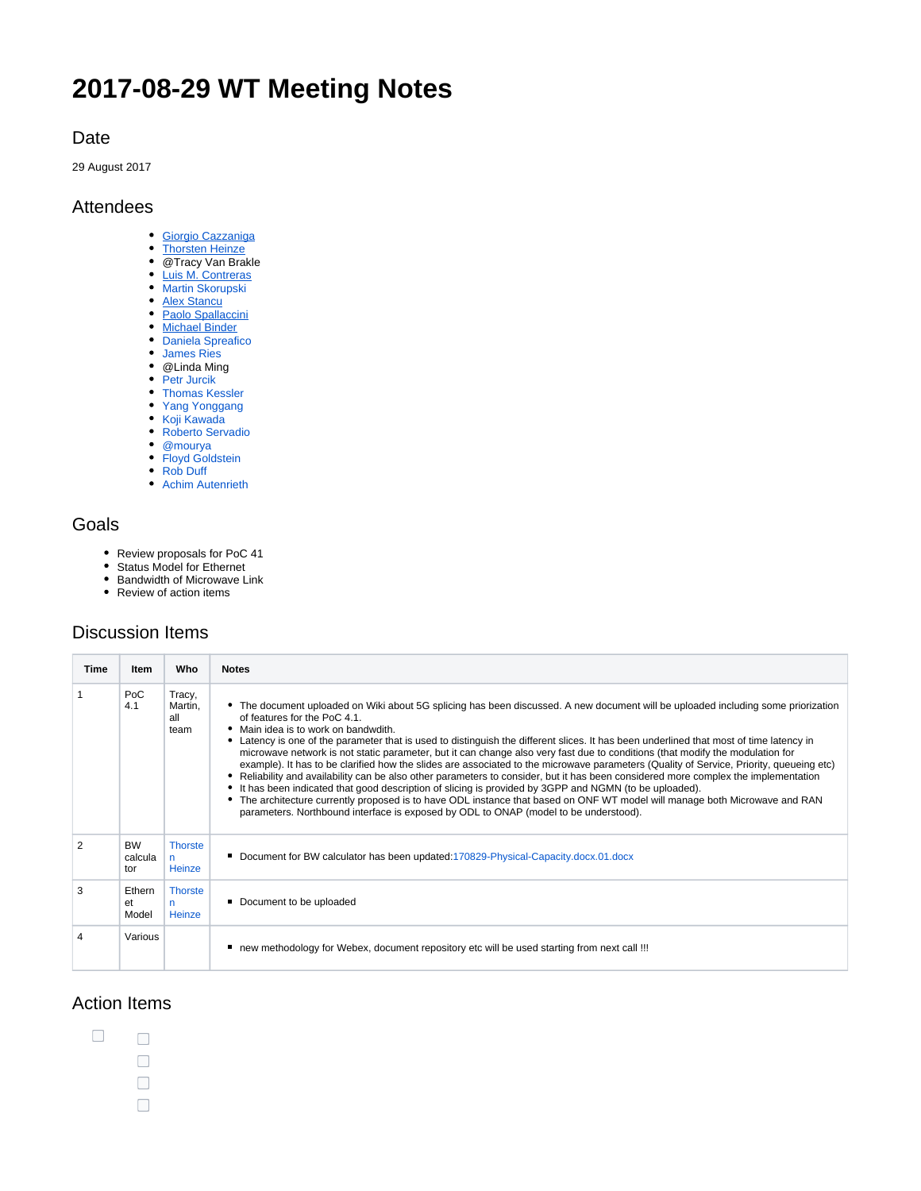# 2017-08-29 WT Meeting Notes

## Date

29 August 2017

## Attendees

- Giorgio Cazzaniga
- Thorsten Heinze
- @Tracy Van Brakle
- Luis M. Contreras
- Martin Skorupski
- Alex Stancu
- Paolo Spallaccini
- Michael Binder
- Daniela Spreafico
- James Ries
- @Linda Ming
- Petr Jurcik
- Thomas Kessler
- Yang Yonggang
- Koji Kawada
- Roberto Servadio
- @mourya
- Floyd Goldstein
- Rob Duff
- Achim Autenrieth

## Goals

- Review proposals for PoC 41
- Status Model for Ethernet
- Bandwidth of Microwave Link
- Review of action items

## Discussion Items

| Time | Item | Who | Notes |
|---|---|---|---|
| 1 | PoC 4.1 | Tracy, Martin, all team | • The document uploaded on Wiki about 5G splicing has been discussed. A new document will be uploaded including some priorization of features for the PoC 4.1.<br>• Main idea is to work on bandwidth.<br>• Latency is one of the parameter that is used to distinguish the different slices. It has been underlined that most of time latency in microwave network is not static parameter, but it can change also very fast due to conditions (that modify the modulation for example). It has to be clarified how the slides are associated to the microwave parameters (Quality of Service, Priority, queueing etc)<br>• Reliability and availability can be also other parameters to consider, but it has been considered more complex the implementation<br>• It has been indicated that good description of slicing is provided by 3GPP and NGMN (to be uploaded).<br>• The architecture currently proposed is to have ODL instance that based on ONF WT model will manage both Microwave and RAN parameters. Northbound interface is exposed by ODL to ONAP (model to be understood). |
| 2 | BW calculator | Thorsten Heinze | ▪ Document for BW calculator has been updated:170829-Physical-Capacity.docx.01.docx |
| 3 | Ethernet Model | Thorsten Heinze | ▪ Document to be uploaded |
| 4 | Various | | ▪ new methodology for Webex, document repository etc will be used starting from next call !!! |

## Action Items

- [ ] 
  - [ ] 
  - [ ] 
  - [ ] 
  - [ ]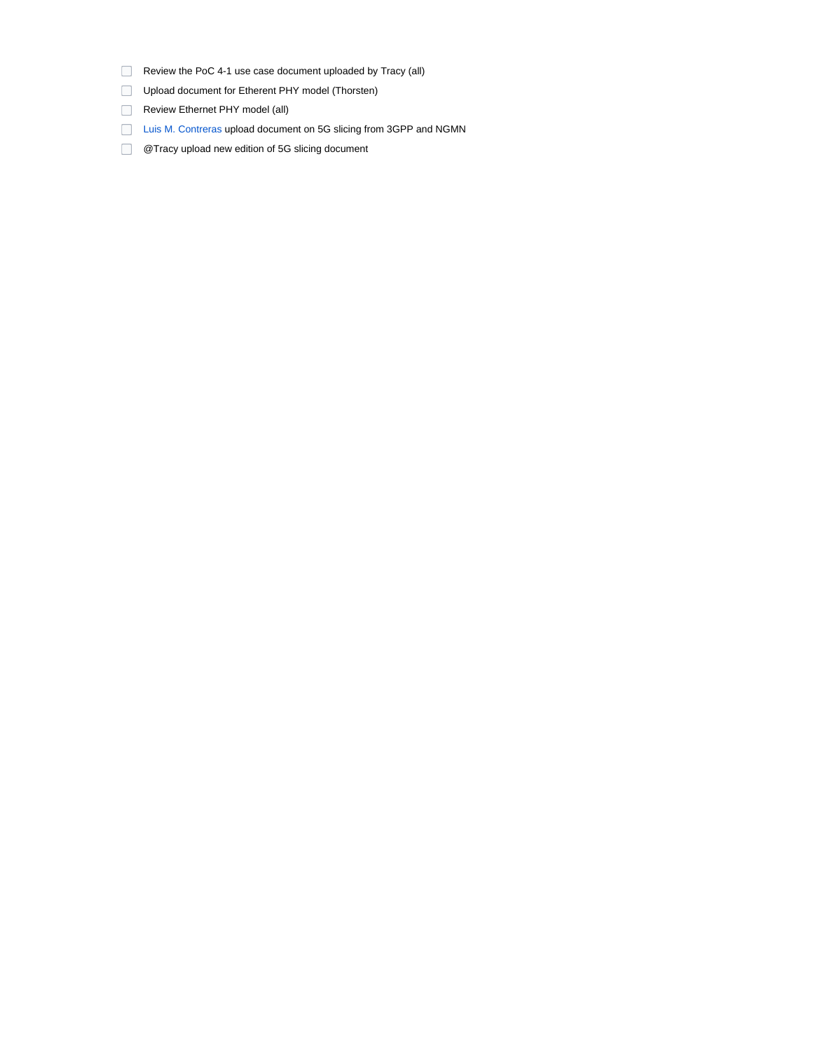- [ ] Review the PoC 4-1 use case document uploaded by Tracy (all)
- [ ] Upload document for Etherent PHY model (Thorsten)
- [ ] Review Ethernet PHY model (all)
- [ ] Luis M. Contreras upload document on 5G slicing from 3GPP and NGMN
- [ ] @Tracy upload new edition of 5G slicing document